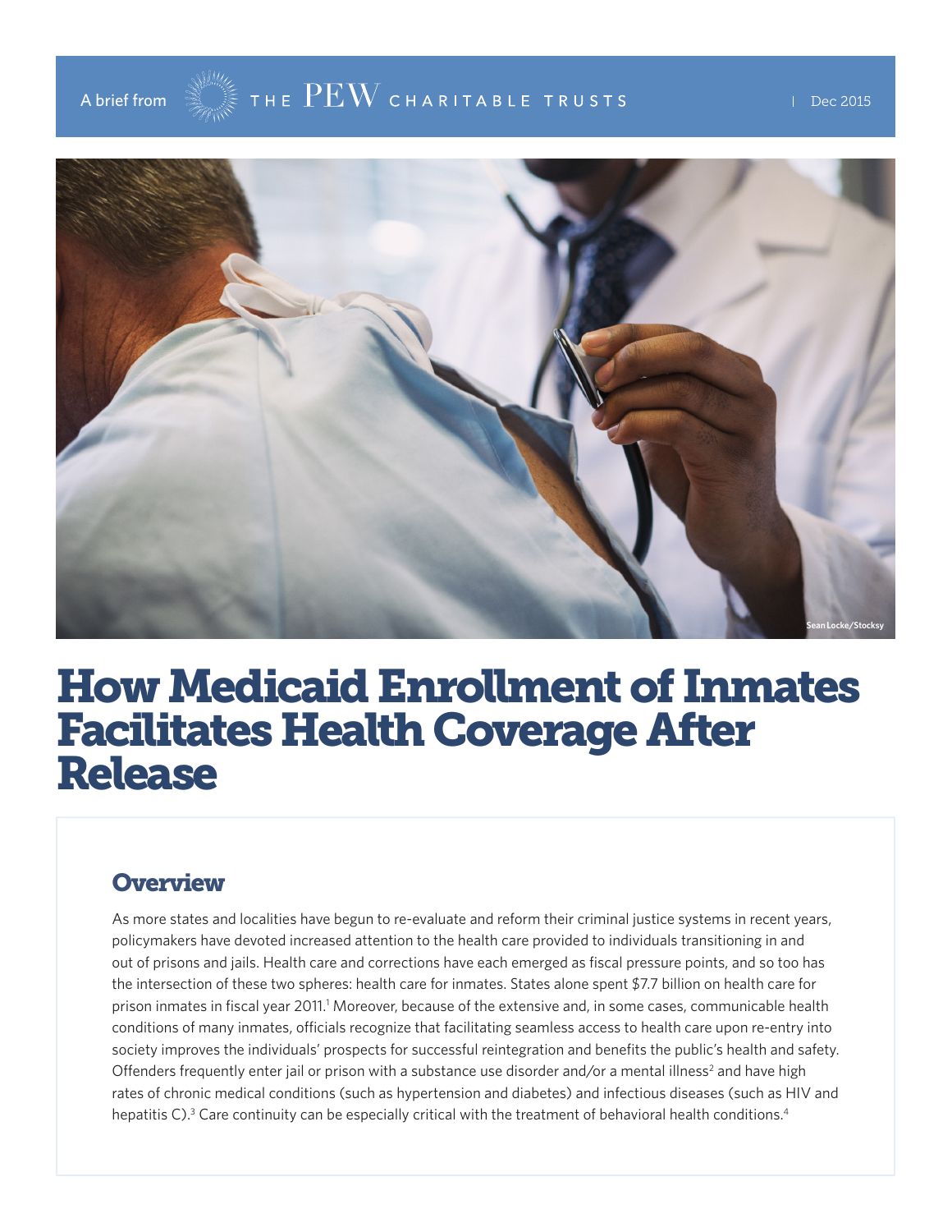A brief from THE PEW CHARITABLE TRUSTS | Dec 2015

Sean Locke/Stocksy

# How Medicaid Enrollment of Inmates Facilitates Health Coverage After Release

## Overview

As more states and localities have begun to re-evaluate and reform their criminal justice systems in recent years, policymakers have devoted increased attention to the health care provided to individuals transitioning in and out of prisons and jails. Health care and corrections have each emerged as fiscal pressure points, and so too has the intersection of these two spheres: health care for inmates. States alone spent $7.7 billion on health care for prison inmates in fiscal year 2011.[1] Moreover, because of the extensive and, in some cases, communicable health conditions of many inmates, officials recognize that facilitating seamless access to health care upon re-entry into society improves the individuals' prospects for successful reintegration and benefits the public's health and safety. Offenders frequently enter jail or prison with a substance use disorder and/or a mental illness[2] and have high rates of chronic medical conditions (such as hypertension and diabetes) and infectious diseases (such as HIV and hepatitis C).[3] Care continuity can be especially critical with the treatment of behavioral health conditions.[4]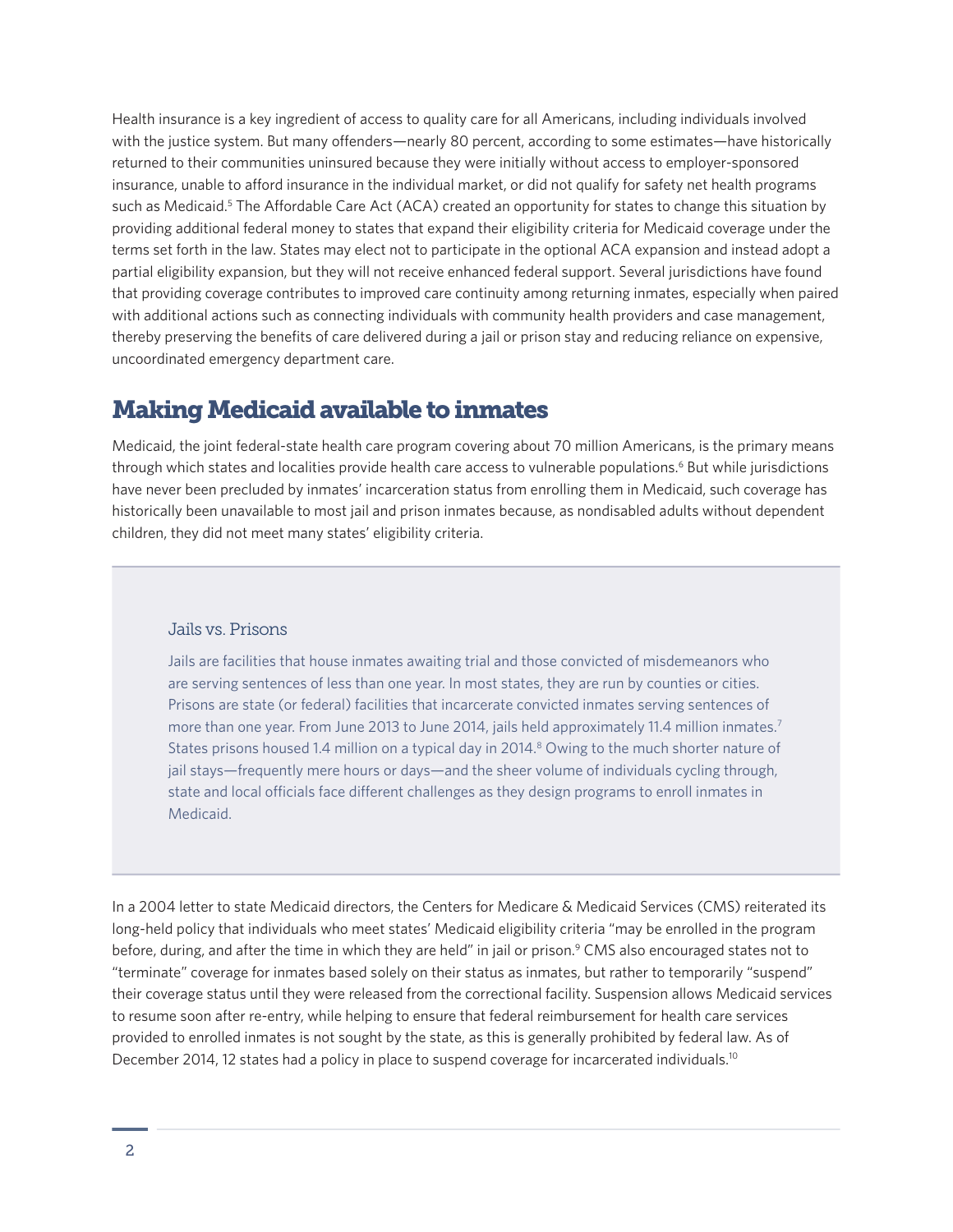Health insurance is a key ingredient of access to quality care for all Americans, including individuals involved with the justice system. But many offenders—nearly 80 percent, according to some estimates—have historically returned to their communities uninsured because they were initially without access to employer-sponsored insurance, unable to afford insurance in the individual market, or did not qualify for safety net health programs such as Medicaid.[5] The Affordable Care Act (ACA) created an opportunity for states to change this situation by providing additional federal money to states that expand their eligibility criteria for Medicaid coverage under the terms set forth in the law. States may elect not to participate in the optional ACA expansion and instead adopt a partial eligibility expansion, but they will not receive enhanced federal support. Several jurisdictions have found that providing coverage contributes to improved care continuity among returning inmates, especially when paired with additional actions such as connecting individuals with community health providers and case management, thereby preserving the benefits of care delivered during a jail or prison stay and reducing reliance on expensive, uncoordinated emergency department care.

## Making Medicaid available to inmates

Medicaid, the joint federal-state health care program covering about 70 million Americans, is the primary means through which states and localities provide health care access to vulnerable populations.[6] But while jurisdictions have never been precluded by inmates' incarceration status from enrolling them in Medicaid, such coverage has historically been unavailable to most jail and prison inmates because, as nondisabled adults without dependent children, they did not meet many states' eligibility criteria.

### Jails vs. Prisons

Jails are facilities that house inmates awaiting trial and those convicted of misdemeanors who are serving sentences of less than one year. In most states, they are run by counties or cities. Prisons are state (or federal) facilities that incarcerate convicted inmates serving sentences of more than one year. From June 2013 to June 2014, jails held approximately 11.4 million inmates.[7] States prisons housed 1.4 million on a typical day in 2014.[8] Owing to the much shorter nature of jail stays—frequently mere hours or days—and the sheer volume of individuals cycling through, state and local officials face different challenges as they design programs to enroll inmates in Medicaid.

In a 2004 letter to state Medicaid directors, the Centers for Medicare & Medicaid Services (CMS) reiterated its long-held policy that individuals who meet states' Medicaid eligibility criteria "may be enrolled in the program before, during, and after the time in which they are held" in jail or prison.[9] CMS also encouraged states not to "terminate" coverage for inmates based solely on their status as inmates, but rather to temporarily "suspend" their coverage status until they were released from the correctional facility. Suspension allows Medicaid services to resume soon after re-entry, while helping to ensure that federal reimbursement for health care services provided to enrolled inmates is not sought by the state, as this is generally prohibited by federal law. As of December 2014, 12 states had a policy in place to suspend coverage for incarcerated individuals.[10]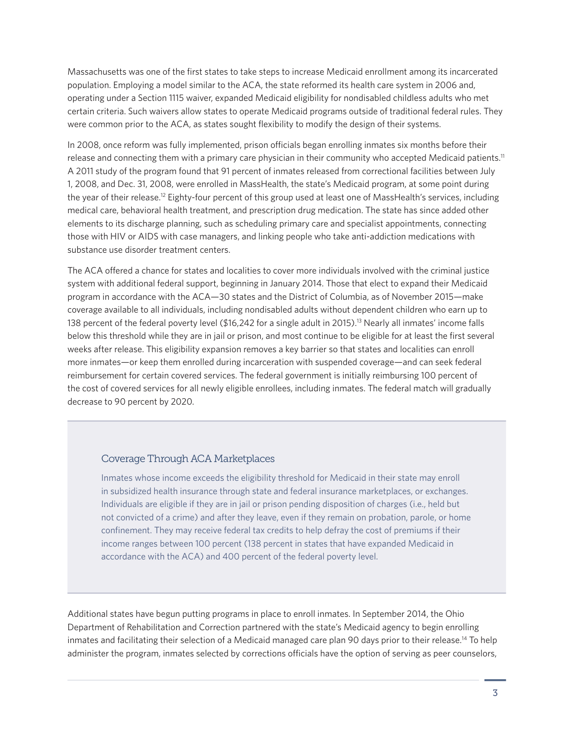Massachusetts was one of the first states to take steps to increase Medicaid enrollment among its incarcerated population. Employing a model similar to the ACA, the state reformed its health care system in 2006 and, operating under a Section 1115 waiver, expanded Medicaid eligibility for nondisabled childless adults who met certain criteria. Such waivers allow states to operate Medicaid programs outside of traditional federal rules. They were common prior to the ACA, as states sought flexibility to modify the design of their systems.

In 2008, once reform was fully implemented, prison officials began enrolling inmates six months before their release and connecting them with a primary care physician in their community who accepted Medicaid patients.[11] A 2011 study of the program found that 91 percent of inmates released from correctional facilities between July 1, 2008, and Dec. 31, 2008, were enrolled in MassHealth, the state's Medicaid program, at some point during the year of their release.[12] Eighty-four percent of this group used at least one of MassHealth's services, including medical care, behavioral health treatment, and prescription drug medication. The state has since added other elements to its discharge planning, such as scheduling primary care and specialist appointments, connecting those with HIV or AIDS with case managers, and linking people who take anti-addiction medications with substance use disorder treatment centers.

The ACA offered a chance for states and localities to cover more individuals involved with the criminal justice system with additional federal support, beginning in January 2014. Those that elect to expand their Medicaid program in accordance with the ACA—30 states and the District of Columbia, as of November 2015—make coverage available to all individuals, including nondisabled adults without dependent children who earn up to 138 percent of the federal poverty level ($16,242 for a single adult in 2015).[13] Nearly all inmates' income falls below this threshold while they are in jail or prison, and most continue to be eligible for at least the first several weeks after release. This eligibility expansion removes a key barrier so that states and localities can enroll more inmates—or keep them enrolled during incarceration with suspended coverage—and can seek federal reimbursement for certain covered services. The federal government is initially reimbursing 100 percent of the cost of covered services for all newly eligible enrollees, including inmates. The federal match will gradually decrease to 90 percent by 2020.

### Coverage Through ACA Marketplaces

Inmates whose income exceeds the eligibility threshold for Medicaid in their state may enroll in subsidized health insurance through state and federal insurance marketplaces, or exchanges. Individuals are eligible if they are in jail or prison pending disposition of charges (i.e., held but not convicted of a crime) and after they leave, even if they remain on probation, parole, or home confinement. They may receive federal tax credits to help defray the cost of premiums if their income ranges between 100 percent (138 percent in states that have expanded Medicaid in accordance with the ACA) and 400 percent of the federal poverty level.

Additional states have begun putting programs in place to enroll inmates. In September 2014, the Ohio Department of Rehabilitation and Correction partnered with the state's Medicaid agency to begin enrolling inmates and facilitating their selection of a Medicaid managed care plan 90 days prior to their release.[14] To help administer the program, inmates selected by corrections officials have the option of serving as peer counselors,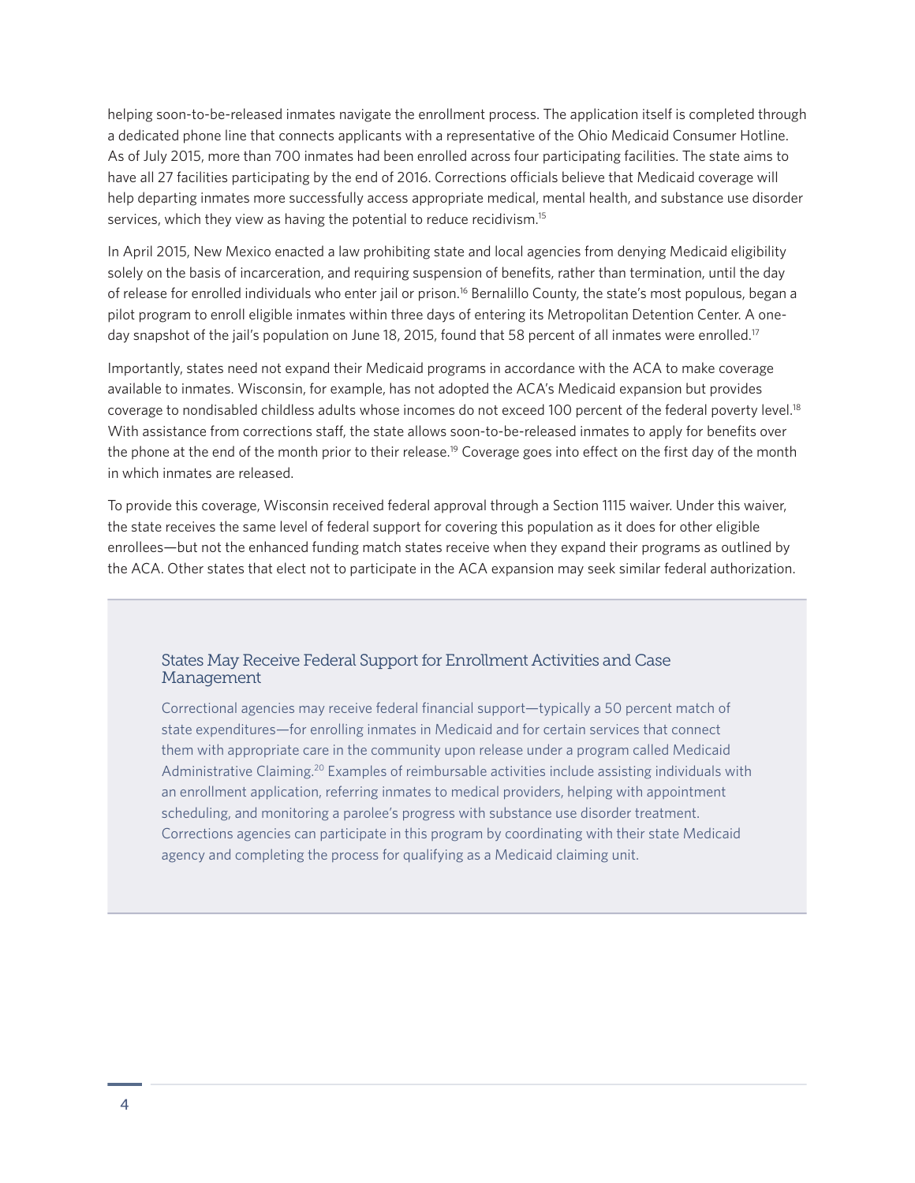helping soon-to-be-released inmates navigate the enrollment process. The application itself is completed through a dedicated phone line that connects applicants with a representative of the Ohio Medicaid Consumer Hotline. As of July 2015, more than 700 inmates had been enrolled across four participating facilities. The state aims to have all 27 facilities participating by the end of 2016. Corrections officials believe that Medicaid coverage will help departing inmates more successfully access appropriate medical, mental health, and substance use disorder services, which they view as having the potential to reduce recidivism.[15]

In April 2015, New Mexico enacted a law prohibiting state and local agencies from denying Medicaid eligibility solely on the basis of incarceration, and requiring suspension of benefits, rather than termination, until the day of release for enrolled individuals who enter jail or prison.[16] Bernalillo County, the state's most populous, began a pilot program to enroll eligible inmates within three days of entering its Metropolitan Detention Center. A one-day snapshot of the jail's population on June 18, 2015, found that 58 percent of all inmates were enrolled.[17]

Importantly, states need not expand their Medicaid programs in accordance with the ACA to make coverage available to inmates. Wisconsin, for example, has not adopted the ACA's Medicaid expansion but provides coverage to nondisabled childless adults whose incomes do not exceed 100 percent of the federal poverty level.[18] With assistance from corrections staff, the state allows soon-to-be-released inmates to apply for benefits over the phone at the end of the month prior to their release.[19] Coverage goes into effect on the first day of the month in which inmates are released.

To provide this coverage, Wisconsin received federal approval through a Section 1115 waiver. Under this waiver, the state receives the same level of federal support for covering this population as it does for other eligible enrollees—but not the enhanced funding match states receive when they expand their programs as outlined by the ACA. Other states that elect not to participate in the ACA expansion may seek similar federal authorization.

### States May Receive Federal Support for Enrollment Activities and Case Management

Correctional agencies may receive federal financial support—typically a 50 percent match of state expenditures—for enrolling inmates in Medicaid and for certain services that connect them with appropriate care in the community upon release under a program called Medicaid Administrative Claiming.[20] Examples of reimbursable activities include assisting individuals with an enrollment application, referring inmates to medical providers, helping with appointment scheduling, and monitoring a parolee's progress with substance use disorder treatment. Corrections agencies can participate in this program by coordinating with their state Medicaid agency and completing the process for qualifying as a Medicaid claiming unit.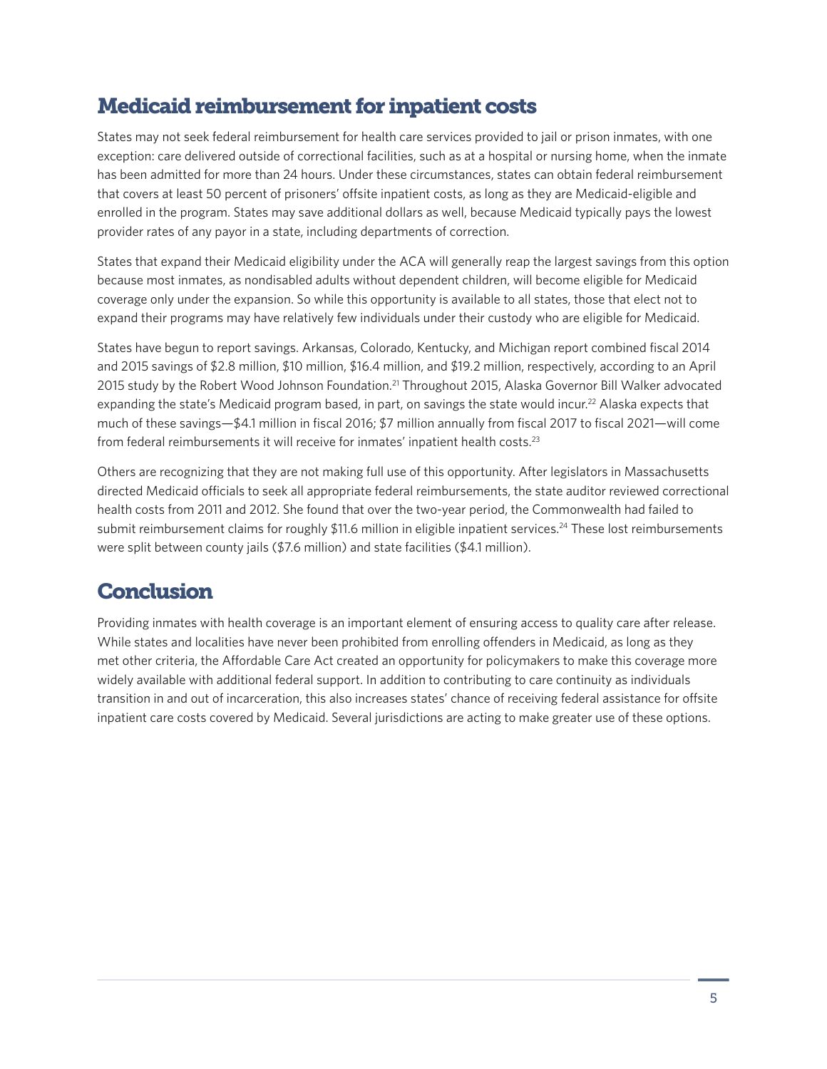## Medicaid reimbursement for inpatient costs

States may not seek federal reimbursement for health care services provided to jail or prison inmates, with one exception: care delivered outside of correctional facilities, such as at a hospital or nursing home, when the inmate has been admitted for more than 24 hours. Under these circumstances, states can obtain federal reimbursement that covers at least 50 percent of prisoners' offsite inpatient costs, as long as they are Medicaid-eligible and enrolled in the program. States may save additional dollars as well, because Medicaid typically pays the lowest provider rates of any payor in a state, including departments of correction.

States that expand their Medicaid eligibility under the ACA will generally reap the largest savings from this option because most inmates, as nondisabled adults without dependent children, will become eligible for Medicaid coverage only under the expansion. So while this opportunity is available to all states, those that elect not to expand their programs may have relatively few individuals under their custody who are eligible for Medicaid.

States have begun to report savings. Arkansas, Colorado, Kentucky, and Michigan report combined fiscal 2014 and 2015 savings of $2.8 million, $10 million, $16.4 million, and $19.2 million, respectively, according to an April 2015 study by the Robert Wood Johnson Foundation.[21] Throughout 2015, Alaska Governor Bill Walker advocated expanding the state's Medicaid program based, in part, on savings the state would incur.[22] Alaska expects that much of these savings—$4.1 million in fiscal 2016; $7 million annually from fiscal 2017 to fiscal 2021—will come from federal reimbursements it will receive for inmates' inpatient health costs.[23]

Others are recognizing that they are not making full use of this opportunity. After legislators in Massachusetts directed Medicaid officials to seek all appropriate federal reimbursements, the state auditor reviewed correctional health costs from 2011 and 2012. She found that over the two-year period, the Commonwealth had failed to submit reimbursement claims for roughly $11.6 million in eligible inpatient services.[24] These lost reimbursements were split between county jails ($7.6 million) and state facilities ($4.1 million).

## Conclusion

Providing inmates with health coverage is an important element of ensuring access to quality care after release. While states and localities have never been prohibited from enrolling offenders in Medicaid, as long as they met other criteria, the Affordable Care Act created an opportunity for policymakers to make this coverage more widely available with additional federal support. In addition to contributing to care continuity as individuals transition in and out of incarceration, this also increases states' chance of receiving federal assistance for offsite inpatient care costs covered by Medicaid. Several jurisdictions are acting to make greater use of these options.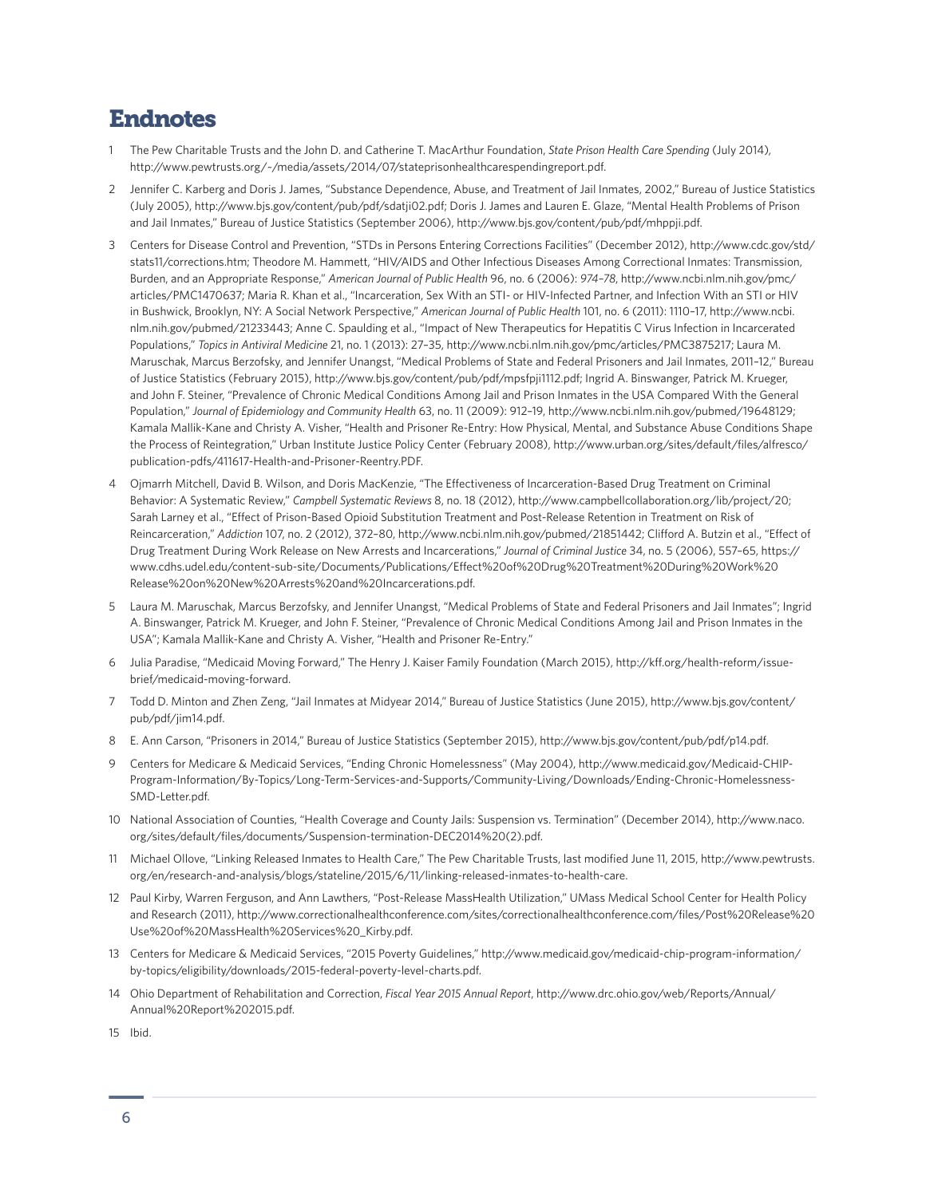## Endnotes

1. The Pew Charitable Trusts and the John D. and Catherine T. MacArthur Foundation, *State Prison Health Care Spending* (July 2014), http://www.pewtrusts.org/~/media/assets/2014/07/stateprisonhealthcarespendingreport.pdf.

2. Jennifer C. Karberg and Doris J. James, "Substance Dependence, Abuse, and Treatment of Jail Inmates, 2002," Bureau of Justice Statistics (July 2005), http://www.bjs.gov/content/pub/pdf/sdatji02.pdf; Doris J. James and Lauren E. Glaze, "Mental Health Problems of Prison and Jail Inmates," Bureau of Justice Statistics (September 2006), http://www.bjs.gov/content/pub/pdf/mhppji.pdf.

3. Centers for Disease Control and Prevention, "STDs in Persons Entering Corrections Facilities" (December 2012), http://www.cdc.gov/std/stats11/corrections.htm; Theodore M. Hammett, "HIV/AIDS and Other Infectious Diseases Among Correctional Inmates: Transmission, Burden, and an Appropriate Response," *American Journal of Public Health* 96, no. 6 (2006): *974–78*, http://www.ncbi.nlm.nih.gov/pmc/articles/PMC1470637; Maria R. Khan et al., "Incarceration, Sex With an STI- or HIV-Infected Partner, and Infection With an STI or HIV in Bushwick, Brooklyn, NY: A Social Network Perspective," *American Journal of Public Health* 101, no. 6 (2011): 1110–17, http://www.ncbi.nlm.nih.gov/pubmed/21233443; Anne C. Spaulding et al., "Impact of New Therapeutics for Hepatitis C Virus Infection in Incarcerated Populations," *Topics in Antiviral Medicine* 21, no. 1 (2013): 27–35, http://www.ncbi.nlm.nih.gov/pmc/articles/PMC3875217; Laura M. Maruschak, Marcus Berzofsky, and Jennifer Unangst, "Medical Problems of State and Federal Prisoners and Jail Inmates, 2011–12," Bureau of Justice Statistics (February 2015), http://www.bjs.gov/content/pub/pdf/mpsfpji1112.pdf; Ingrid A. Binswanger, Patrick M. Krueger, and John F. Steiner, "Prevalence of Chronic Medical Conditions Among Jail and Prison Inmates in the USA Compared With the General Population," *Journal of Epidemiology and Community Health* 63, no. 11 (2009): 912–19, http://www.ncbi.nlm.nih.gov/pubmed/19648129; Kamala Mallik-Kane and Christy A. Visher, "Health and Prisoner Re-Entry: How Physical, Mental, and Substance Abuse Conditions Shape the Process of Reintegration," Urban Institute Justice Policy Center (February 2008), http://www.urban.org/sites/default/files/alfresco/publication-pdfs/411617-Health-and-Prisoner-Reentry.PDF.

4. Ojmarrh Mitchell, David B. Wilson, and Doris MacKenzie, "The Effectiveness of Incarceration-Based Drug Treatment on Criminal Behavior: A Systematic Review," *Campbell Systematic Reviews* 8, no. 18 (2012), http://www.campbellcollaboration.org/lib/project/20; Sarah Larney et al., "Effect of Prison-Based Opioid Substitution Treatment and Post-Release Retention in Treatment on Risk of Reincarceration," *Addiction* 107, no. 2 (2012), 372–80, http://www.ncbi.nlm.nih.gov/pubmed/21851442; Clifford A. Butzin et al., "Effect of Drug Treatment During Work Release on New Arrests and Incarcerations," *Journal of Criminal Justice* 34, no. 5 (2006), 557–65, https://www.cdhs.udel.edu/content-sub-site/Documents/Publications/Effect%20of%20Drug%20Treatment%20During%20Work%20Release%20on%20New%20Arrests%20and%20Incarcerations.pdf.

5. Laura M. Maruschak, Marcus Berzofsky, and Jennifer Unangst, "Medical Problems of State and Federal Prisoners and Jail Inmates"; Ingrid A. Binswanger, Patrick M. Krueger, and John F. Steiner, "Prevalence of Chronic Medical Conditions Among Jail and Prison Inmates in the USA"; Kamala Mallik-Kane and Christy A. Visher, "Health and Prisoner Re-Entry."

6. Julia Paradise, "Medicaid Moving Forward," The Henry J. Kaiser Family Foundation (March 2015), http://kff.org/health-reform/issue-brief/medicaid-moving-forward.

7. Todd D. Minton and Zhen Zeng, "Jail Inmates at Midyear 2014," Bureau of Justice Statistics (June 2015), http://www.bjs.gov/content/pub/pdf/jim14.pdf.

8. E. Ann Carson, "Prisoners in 2014," Bureau of Justice Statistics (September 2015), http://www.bjs.gov/content/pub/pdf/p14.pdf.

9. Centers for Medicare & Medicaid Services, "Ending Chronic Homelessness" (May 2004), http://www.medicaid.gov/Medicaid-CHIP-Program-Information/By-Topics/Long-Term-Services-and-Supports/Community-Living/Downloads/Ending-Chronic-Homelessness-SMD-Letter.pdf.

10. National Association of Counties, "Health Coverage and County Jails: Suspension vs. Termination" (December 2014), http://www.naco.org/sites/default/files/documents/Suspension-termination-DEC2014%20(2).pdf.

11. Michael Ollove, "Linking Released Inmates to Health Care," The Pew Charitable Trusts, last modified June 11, 2015, http://www.pewtrusts.org/en/research-and-analysis/blogs/stateline/2015/6/11/linking-released-inmates-to-health-care.

12. Paul Kirby, Warren Ferguson, and Ann Lawthers, "Post-Release MassHealth Utilization," UMass Medical School Center for Health Policy and Research (2011), http://www.correctionalhealthconference.com/sites/correctionalhealthconference.com/files/Post%20Release%20Use%20of%20MassHealth%20Services%20_Kirby.pdf.

13. Centers for Medicare & Medicaid Services, "2015 Poverty Guidelines," http://www.medicaid.gov/medicaid-chip-program-information/by-topics/eligibility/downloads/2015-federal-poverty-level-charts.pdf.

14. Ohio Department of Rehabilitation and Correction, *Fiscal Year 2015 Annual Report*, http://www.drc.ohio.gov/web/Reports/Annual/Annual%20Report%202015.pdf.

15. Ibid.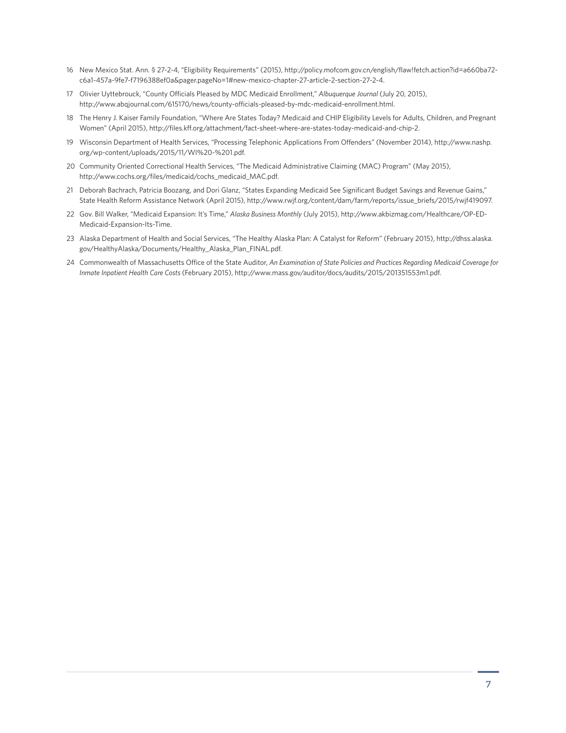16 New Mexico Stat. Ann. § 27-2-4, "Eligibility Requirements" (2015), http://policy.mofcom.gov.cn/english/flaw!fetch.action?id=a660ba72-c6a1-457a-9fe7-f7196388ef0a&pager.pageNo=1#new-mexico-chapter-27-article-2-section-27-2-4.

17 Olivier Uyttebrouck, "County Officials Pleased by MDC Medicaid Enrollment," *Albuquerque Journal* (July 20, 2015), http://www.abqjournal.com/615170/news/county-officials-pleased-by-mdc-medicaid-enrollment.html.

18 The Henry J. Kaiser Family Foundation, "Where Are States Today? Medicaid and CHIP Eligibility Levels for Adults, Children, and Pregnant Women" (April 2015), http://files.kff.org/attachment/fact-sheet-where-are-states-today-medicaid-and-chip-2.

19 Wisconsin Department of Health Services, "Processing Telephonic Applications From Offenders" (November 2014), http://www.nashp.org/wp-content/uploads/2015/11/WI%20-%201.pdf.

20 Community Oriented Correctional Health Services, "The Medicaid Administrative Claiming (MAC) Program" (May 2015), http://www.cochs.org/files/medicaid/cochs_medicaid_MAC.pdf.

21 Deborah Bachrach, Patricia Boozang, and Dori Glanz, "States Expanding Medicaid See Significant Budget Savings and Revenue Gains," State Health Reform Assistance Network (April 2015), http://www.rwjf.org/content/dam/farm/reports/issue_briefs/2015/rwjf419097.

22 Gov. Bill Walker, "Medicaid Expansion: It's Time," *Alaska Business Monthly* (July 2015), http://www.akbizmag.com/Healthcare/OP-ED-Medicaid-Expansion-Its-Time.

23 Alaska Department of Health and Social Services, "The Healthy Alaska Plan: A Catalyst for Reform" (February 2015), http://dhss.alaska.gov/HealthyAlaska/Documents/Healthy_Alaska_Plan_FINAL.pdf.

24 Commonwealth of Massachusetts Office of the State Auditor, *An Examination of State Policies and Practices Regarding Medicaid Coverage for Inmate Inpatient Health Care Costs* (February 2015), http://www.mass.gov/auditor/docs/audits/2015/201351553m1.pdf.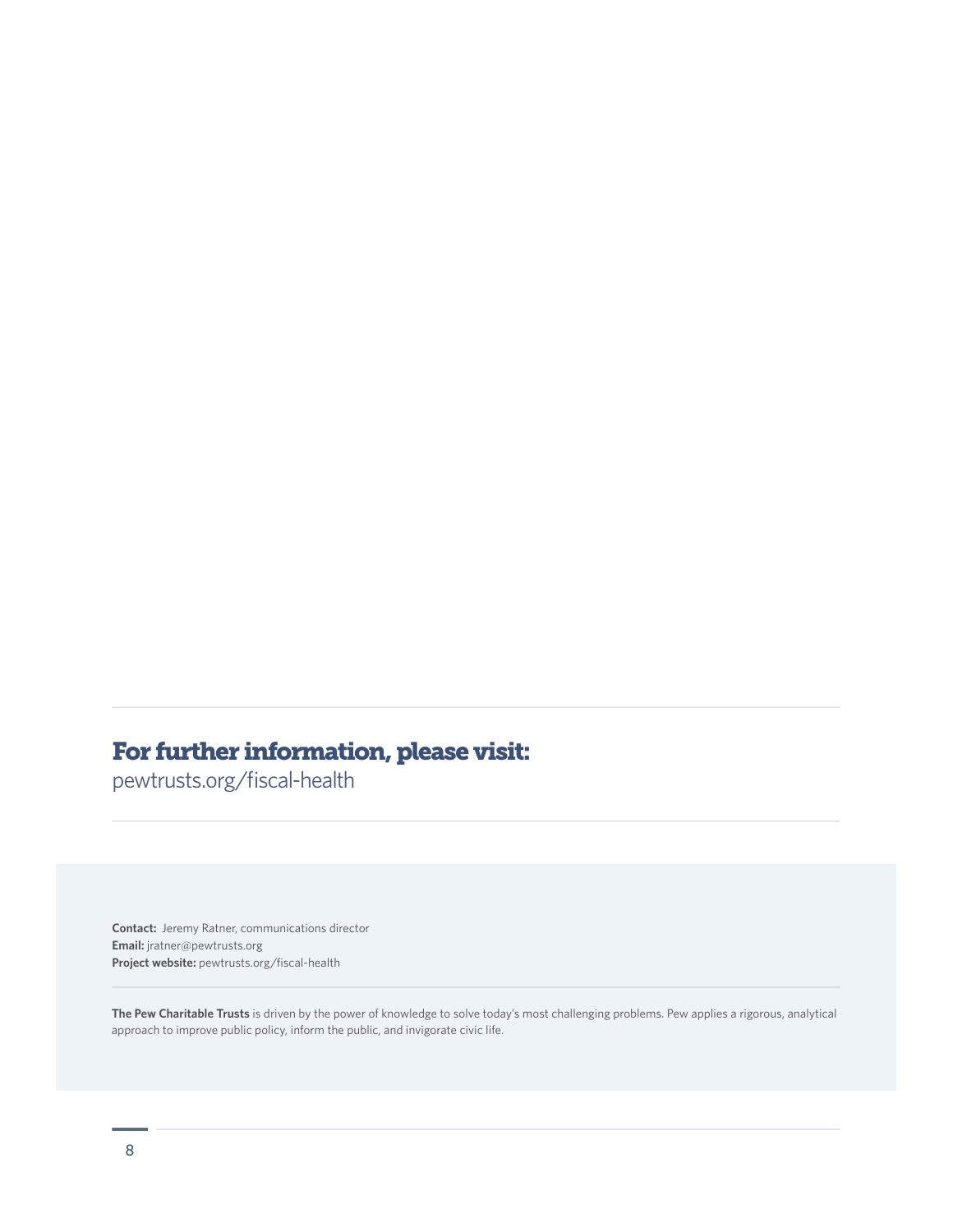## For further information, please visit:

pewtrusts.org/fiscal-health

**Contact:** Jeremy Ratner, communications director
**Email:** jratner@pewtrusts.org
**Project website:** pewtrusts.org/fiscal-health

**The Pew Charitable Trusts** is driven by the power of knowledge to solve today's most challenging problems. Pew applies a rigorous, analytical approach to improve public policy, inform the public, and invigorate civic life.